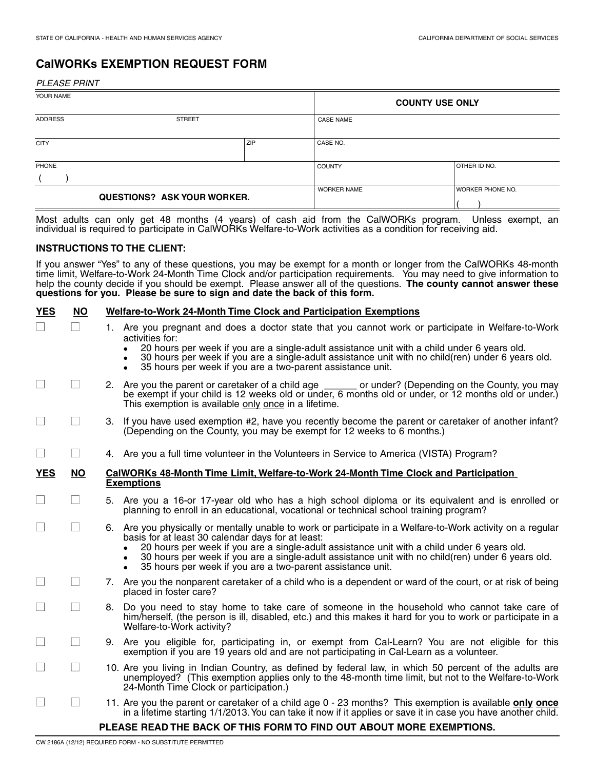STATE OF CALIFORNIA - HEALTH AND HUMAN SERVICES AGENCY | CALIFORNIA DEPARTMENT OF SOCIAL SERVICES

# CalWORKs EXEMPTION REQUEST FORM

*PLEASE PRINT*

| YOUR NAME | | COUNTY USE ONLY | |
|---|---|---|---|
| ADDRESS STREET | | CASE NAME | |
| CITY | ZIP | CASE NO. | |
| PHONE ( ) | | COUNTY | OTHER ID NO. |
| QUESTIONS? ASK YOUR WORKER. | | WORKER NAME | WORKER PHONE NO. ( ) |

Most adults can only get 48 months (4 years) of cash aid from the CalWORKs program. Unless exempt, an individual is required to participate in CalWORKs Welfare-to-Work activities as a condition for receiving aid.

**INSTRUCTIONS TO THE CLIENT:**

If you answer "Yes" to any of these questions, you may be exempt for a month or longer from the CalWORKs 48-month time limit, Welfare-to-Work 24-Month Time Clock and/or participation requirements. You may need to give information to help the county decide if you should be exempt. Please answer all of the questions. **The county cannot answer these questions for you. Please be sure to sign and date the back of this form.**

| YES | NO | Welfare-to-Work 24-Month Time Clock and Participation Exemptions |
|---|---|---|
| ☐ | ☐ | 1. Are you pregnant and does a doctor state that you cannot work or participate in Welfare-to-Work activities for:<br>• 20 hours per week if you are a single-adult assistance unit with a child under 6 years old.<br>• 30 hours per week if you are a single-adult assistance unit with no child(ren) under 6 years old.<br>• 35 hours per week if you are a two-parent assistance unit. |
| ☐ | ☐ | 2. Are you the parent or caretaker of a child age ______ or under? (Depending on the County, you may be exempt if your child is 12 weeks old or under, 6 months old or under, or 12 months old or under.) This exemption is available only once in a lifetime. |
| ☐ | ☐ | 3. If you have used exemption #2, have you recently become the parent or caretaker of another infant? (Depending on the County, you may be exempt for 12 weeks to 6 months.) |
| ☐ | ☐ | 4. Are you a full time volunteer in the Volunteers in Service to America (VISTA) Program? |

| YES | NO | CalWORKs 48-Month Time Limit, Welfare-to-Work 24-Month Time Clock and Participation Exemptions |
|---|---|---|
| ☐ | ☐ | 5. Are you a 16-or 17-year old who has a high school diploma or its equivalent and is enrolled or planning to enroll in an educational, vocational or technical school training program? |
| ☐ | ☐ | 6. Are you physically or mentally unable to work or participate in a Welfare-to-Work activity on a regular basis for at least 30 calendar days for at least:<br>• 20 hours per week if you are a single-adult assistance unit with a child under 6 years old.<br>• 30 hours per week if you are a single-adult assistance unit with no child(ren) under 6 years old.<br>• 35 hours per week if you are a two-parent assistance unit. |
| ☐ | ☐ | 7. Are you the nonparent caretaker of a child who is a dependent or ward of the court, or at risk of being placed in foster care? |
| ☐ | ☐ | 8. Do you need to stay home to take care of someone in the household who cannot take care of him/herself, (the person is ill, disabled, etc.) and this makes it hard for you to work or participate in a Welfare-to-Work activity? |
| ☐ | ☐ | 9. Are you eligible for, participating in, or exempt from Cal-Learn? You are not eligible for this exemption if you are 19 years old and are not participating in Cal-Learn as a volunteer. |
| ☐ | ☐ | 10. Are you living in Indian Country, as defined by federal law, in which 50 percent of the adults are unemployed? (This exemption applies only to the 48-month time limit, but not to the Welfare-to-Work 24-Month Time Clock or participation.) |
| ☐ | ☐ | 11. Are you the parent or caretaker of a child age 0 - 23 months? This exemption is available **only once** in a lifetime starting 1/1/2013. You can take it now if it applies or save it in case you have another child. |

**PLEASE READ THE BACK OF THIS FORM TO FIND OUT ABOUT MORE EXEMPTIONS.**

CW 2186A (12/12) REQUIRED FORM - NO SUBSTITUTE PERMITTED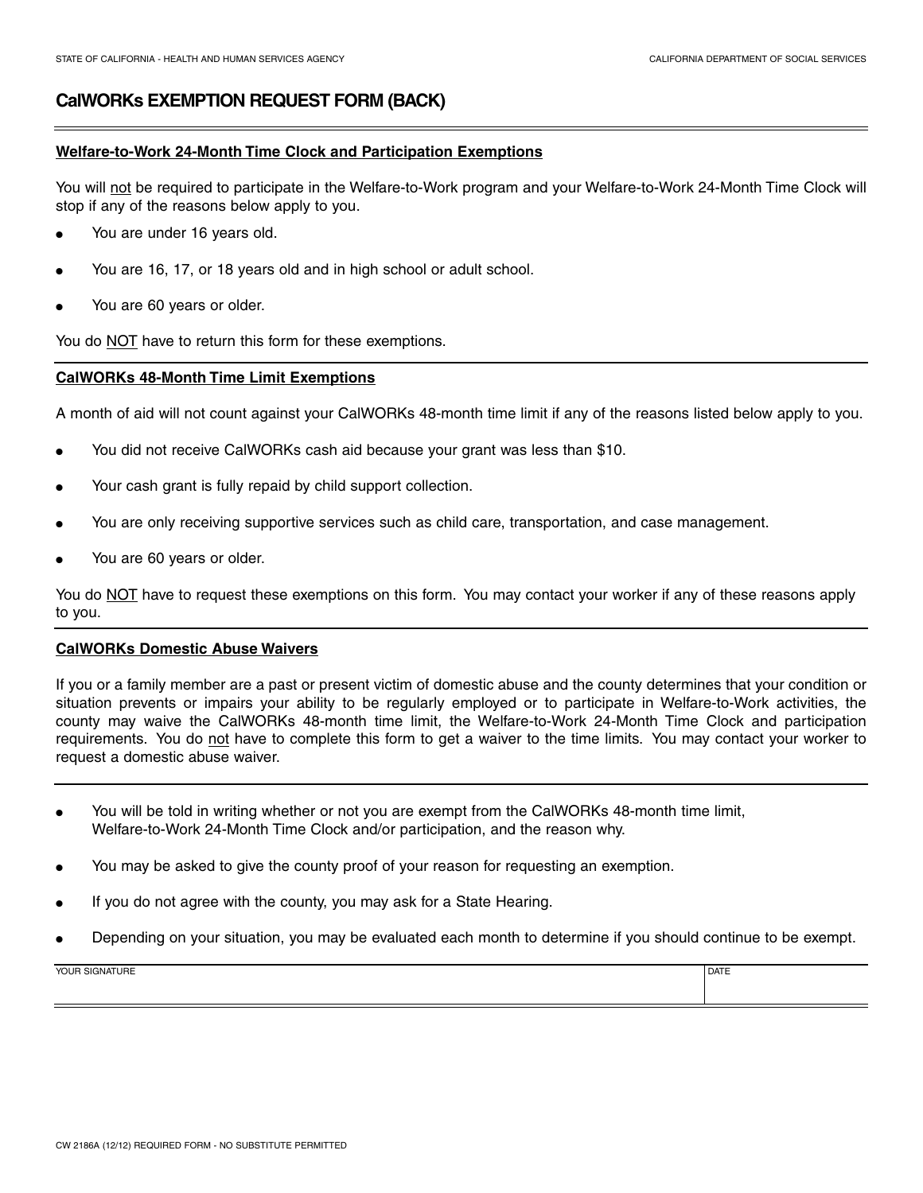STATE OF CALIFORNIA - HEALTH AND HUMAN SERVICES AGENCY

CALIFORNIA DEPARTMENT OF SOCIAL SERVICES

# CalWORKs EXEMPTION REQUEST FORM (BACK)

## Welfare-to-Work 24-Month Time Clock and Participation Exemptions

You will not be required to participate in the Welfare-to-Work program and your Welfare-to-Work 24-Month Time Clock will stop if any of the reasons below apply to you.

- You are under 16 years old.
- You are 16, 17, or 18 years old and in high school or adult school.
- You are 60 years or older.

You do NOT have to return this form for these exemptions.

## CalWORKs 48-Month Time Limit Exemptions

A month of aid will not count against your CalWORKs 48-month time limit if any of the reasons listed below apply to you.

- You did not receive CalWORKs cash aid because your grant was less than $10.
- Your cash grant is fully repaid by child support collection.
- You are only receiving supportive services such as child care, transportation, and case management.
- You are 60 years or older.

You do NOT have to request these exemptions on this form. You may contact your worker if any of these reasons apply to you.

## CalWORKs Domestic Abuse Waivers

If you or a family member are a past or present victim of domestic abuse and the county determines that your condition or situation prevents or impairs your ability to be regularly employed or to participate in Welfare-to-Work activities, the county may waive the CalWORKs 48-month time limit, the Welfare-to-Work 24-Month Time Clock and participation requirements. You do not have to complete this form to get a waiver to the time limits. You may contact your worker to request a domestic abuse waiver.

- You will be told in writing whether or not you are exempt from the CalWORKs 48-month time limit, Welfare-to-Work 24-Month Time Clock and/or participation, and the reason why.
- You may be asked to give the county proof of your reason for requesting an exemption.
- If you do not agree with the county, you may ask for a State Hearing.
- Depending on your situation, you may be evaluated each month to determine if you should continue to be exempt.

| YOUR SIGNATURE | DATE |
| --- | --- |
| | |

CW 2186A (12/12) REQUIRED FORM - NO SUBSTITUTE PERMITTED